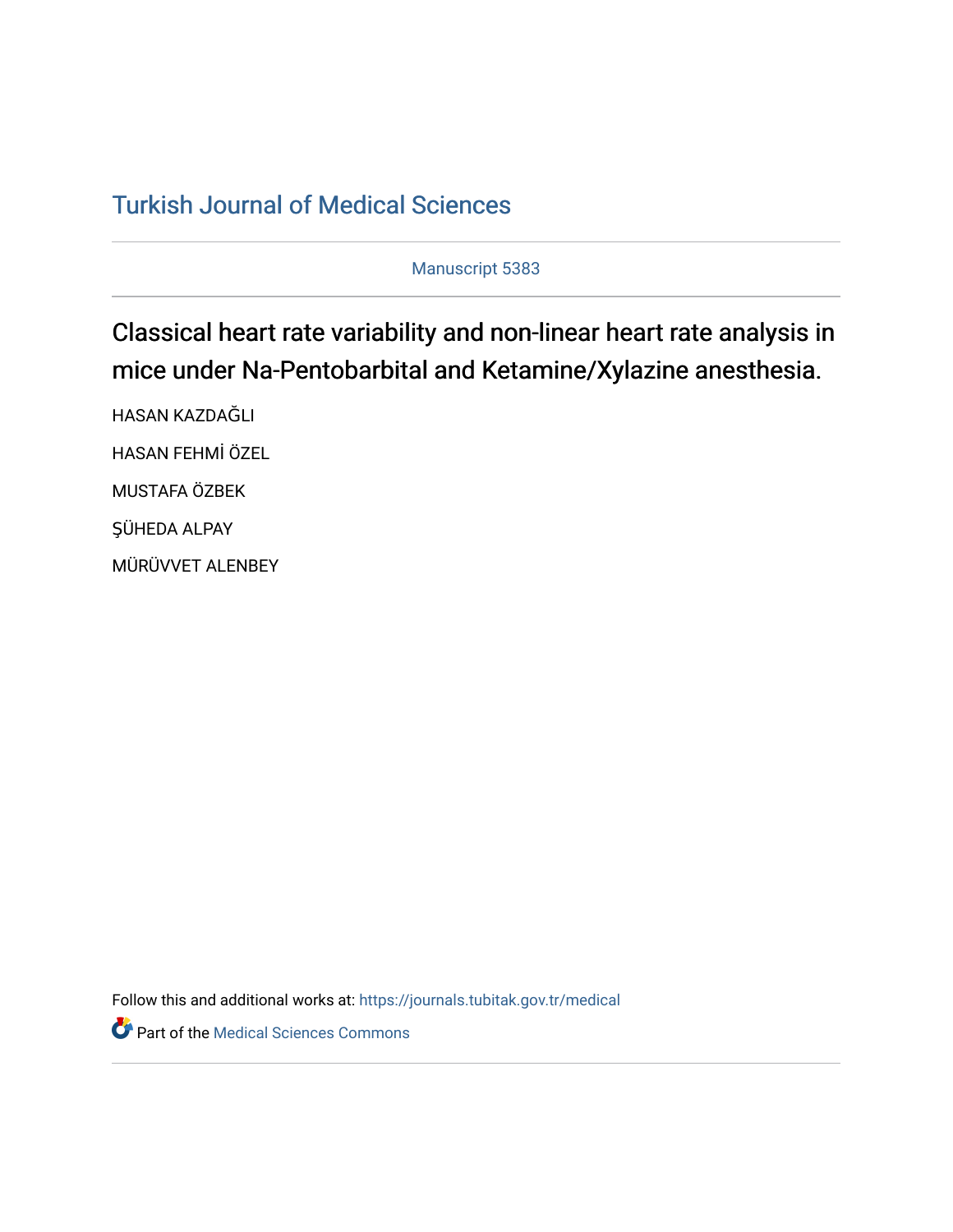Turkish Journal of Medical Sciences

Manuscript 5383

# Classical heart rate variability and non-linear heart rate analysis in mice under Na-Pentobarbital and Ketamine/Xylazine anesthesia.

HASAN KAZDAĞLI

HASAN FEHMİ ÖZEL

MUSTAFA ÖZBEK

ŞÜHEDA ALPAY

MÜRÜVVET ALENBEY

Follow this and additional works at: https://journals.tubitak.gov.tr/medical

Part of the Medical Sciences Commons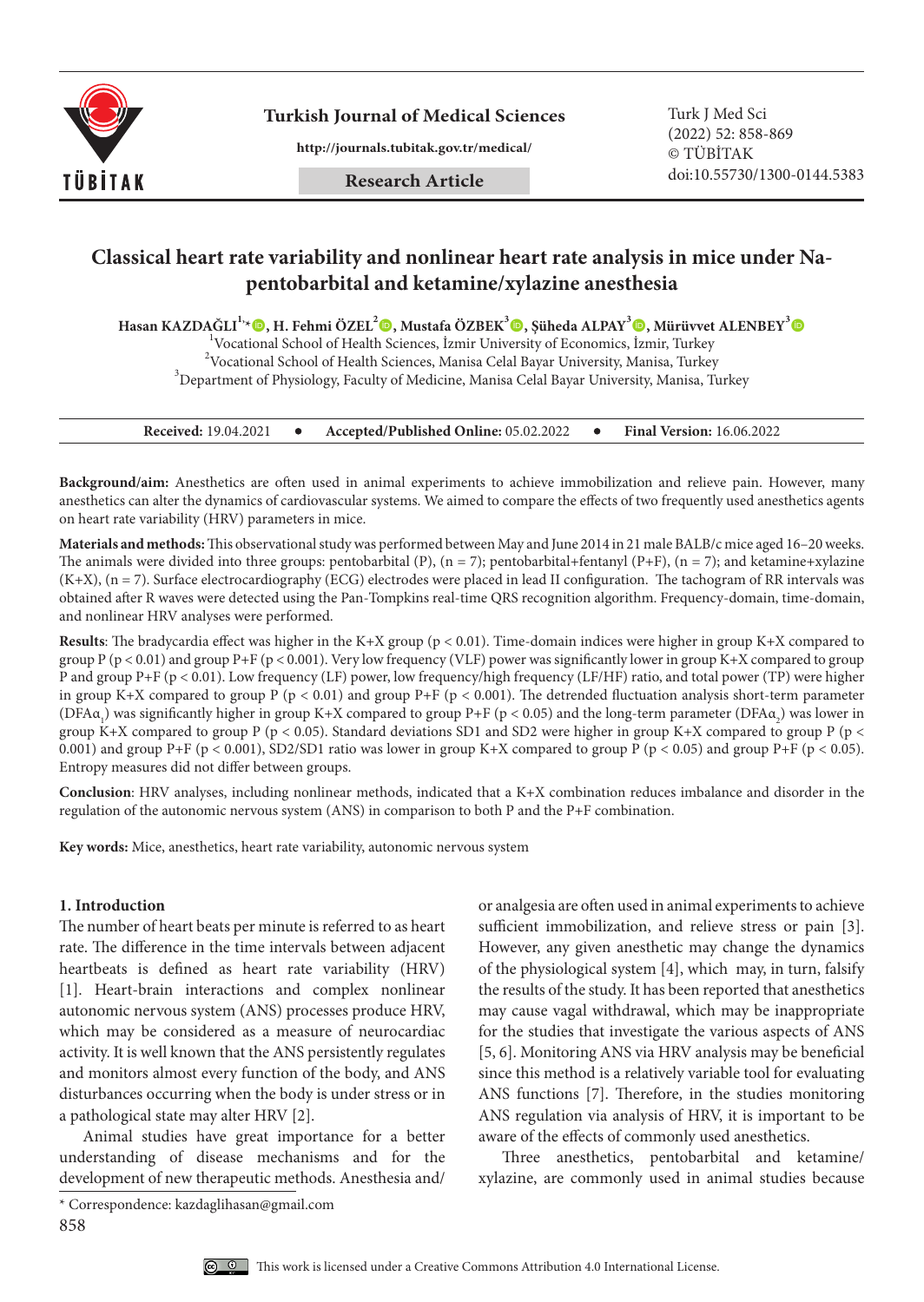# Classical heart rate variability and nonlinear heart rate analysis in mice under Na-pentobarbital and ketamine/xylazine anesthesia

**Hasan KAZDAĞLI[1,*], H. Fehmi ÖZEL[2], Mustafa ÖZBEK[3], Şüheda ALPAY[3], Mürüvvet ALENBEY[3]**

[1]Vocational School of Health Sciences, İzmir University of Economics, İzmir, Turkey
[2]Vocational School of Health Sciences, Manisa Celal Bayar University, Manisa, Turkey
[3]Department of Physiology, Faculty of Medicine, Manisa Celal Bayar University, Manisa, Turkey

**Received:** 19.04.2021 • **Accepted/Published Online:** 05.02.2022 • **Final Version:** 16.06.2022

**Background/aim:** Anesthetics are often used in animal experiments to achieve immobilization and relieve pain. However, many anesthetics can alter the dynamics of cardiovascular systems. We aimed to compare the effects of two frequently used anesthetics agents on heart rate variability (HRV) parameters in mice.

**Materials and methods:** This observational study was performed between May and June 2014 in 21 male BALB/c mice aged 16–20 weeks. The animals were divided into three groups: pentobarbital (P), (n = 7); pentobarbital+fentanyl (P+F), (n = 7); and ketamine+xylazine (K+X), (n = 7). Surface electrocardiography (ECG) electrodes were placed in lead II configuration. The tachogram of RR intervals was obtained after R waves were detected using the Pan-Tompkins real-time QRS recognition algorithm. Frequency-domain, time-domain, and nonlinear HRV analyses were performed.

**Results**: The bradycardia effect was higher in the K+X group ($p < 0.01$). Time-domain indices were higher in group K+X compared to group P ($p < 0.01$) and group P+F ($p < 0.001$). Very low frequency (VLF) power was significantly lower in group K+X compared to group P and group P+F ($p < 0.01$). Low frequency (LF) power, low frequency/high frequency (LF/HF) ratio, and total power (TP) were higher in group K+X compared to group P ($p < 0.01$) and group P+F ($p < 0.001$). The detrended fluctuation analysis short-term parameter ($DFA\alpha_1$) was significantly higher in group K+X compared to group P+F ($p < 0.05$) and the long-term parameter ($DFA\alpha_2$) was lower in group K+X compared to group P ($p < 0.05$). Standard deviations SD1 and SD2 were higher in group K+X compared to group P ($p < 0.001$) and group P+F ($p < 0.001$), SD2/SD1 ratio was lower in group K+X compared to group P ($p < 0.05$) and group P+F ($p < 0.05$). Entropy measures did not differ between groups.

**Conclusion**: HRV analyses, including nonlinear methods, indicated that a K+X combination reduces imbalance and disorder in the regulation of the autonomic nervous system (ANS) in comparison to both P and the P+F combination.

**Key words:** Mice, anesthetics, heart rate variability, autonomic nervous system

## 1. Introduction

The number of heart beats per minute is referred to as heart rate. The difference in the time intervals between adjacent heartbeats is defined as heart rate variability (HRV) [1]. Heart-brain interactions and complex nonlinear autonomic nervous system (ANS) processes produce HRV, which may be considered as a measure of neurocardiac activity. It is well known that the ANS persistently regulates and monitors almost every function of the body, and ANS disturbances occurring when the body is under stress or in a pathological state may alter HRV [2].

Animal studies have great importance for a better understanding of disease mechanisms and for the development of new therapeutic methods. Anesthesia and/or analgesia are often used in animal experiments to achieve sufficient immobilization, and relieve stress or pain [3]. However, any given anesthetic may change the dynamics of the physiological system [4], which may, in turn, falsify the results of the study. It has been reported that anesthetics may cause vagal withdrawal, which may be inappropriate for the studies that investigate the various aspects of ANS [5, 6]. Monitoring ANS via HRV analysis may be beneficial since this method is a relatively variable tool for evaluating ANS functions [7]. Therefore, in the studies monitoring ANS regulation via analysis of HRV, it is important to be aware of the effects of commonly used anesthetics.

Three anesthetics, pentobarbital and ketamine/xylazine, are commonly used in animal studies because

* Correspondence: kazdaglihasan@gmail.com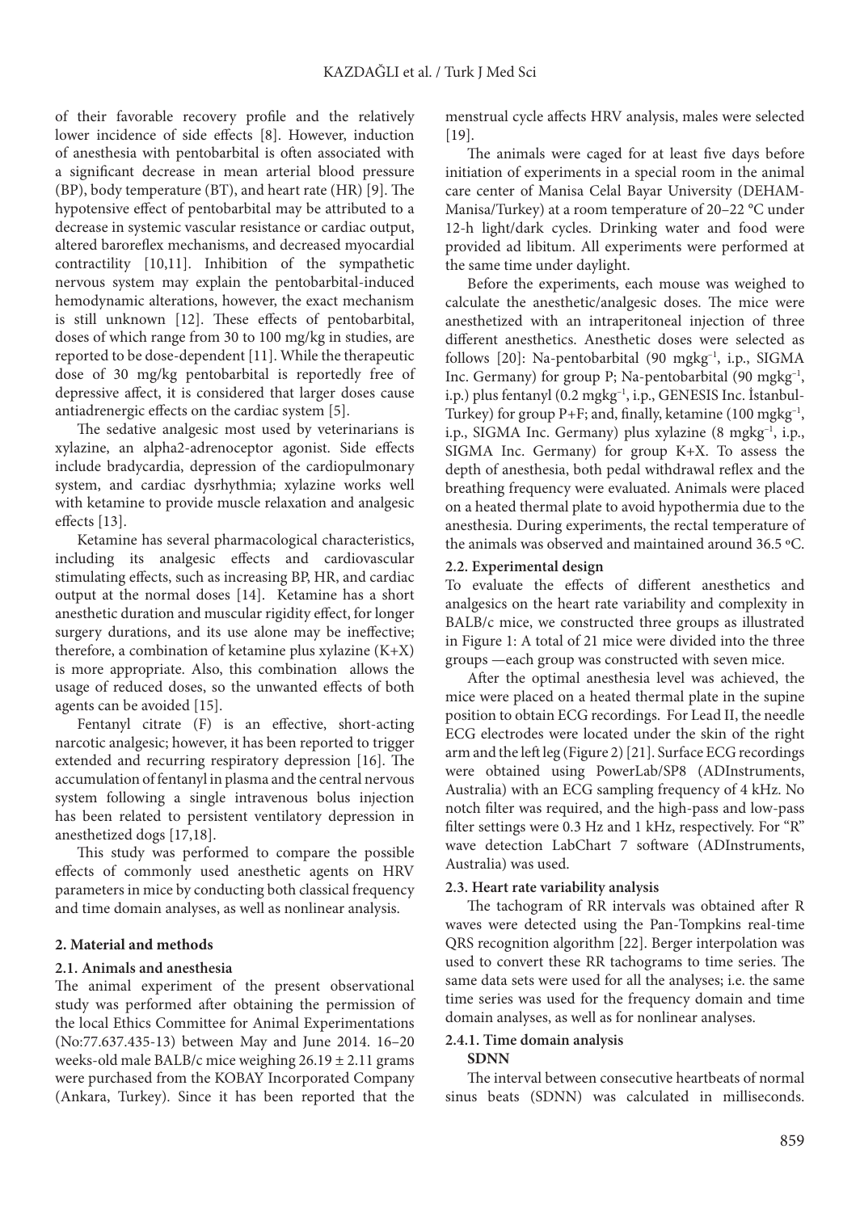of their favorable recovery profile and the relatively lower incidence of side effects [8]. However, induction of anesthesia with pentobarbital is often associated with a significant decrease in mean arterial blood pressure (BP), body temperature (BT), and heart rate (HR) [9]. The hypotensive effect of pentobarbital may be attributed to a decrease in systemic vascular resistance or cardiac output, altered baroreflex mechanisms, and decreased myocardial contractility [10,11]. Inhibition of the sympathetic nervous system may explain the pentobarbital-induced hemodynamic alterations, however, the exact mechanism is still unknown [12]. These effects of pentobarbital, doses of which range from 30 to 100 mg/kg in studies, are reported to be dose-dependent [11]. While the therapeutic dose of 30 mg/kg pentobarbital is reportedly free of depressive affect, it is considered that larger doses cause antiadrenergic effects on the cardiac system [5].

The sedative analgesic most used by veterinarians is xylazine, an alpha2-adrenoceptor agonist. Side effects include bradycardia, depression of the cardiopulmonary system, and cardiac dysrhythmia; xylazine works well with ketamine to provide muscle relaxation and analgesic effects [13].

Ketamine has several pharmacological characteristics, including its analgesic effects and cardiovascular stimulating effects, such as increasing BP, HR, and cardiac output at the normal doses [14]. Ketamine has a short anesthetic duration and muscular rigidity effect, for longer surgery durations, and its use alone may be ineffective; therefore, a combination of ketamine plus xylazine (K+X) is more appropriate. Also, this combination allows the usage of reduced doses, so the unwanted effects of both agents can be avoided [15].

Fentanyl citrate (F) is an effective, short-acting narcotic analgesic; however, it has been reported to trigger extended and recurring respiratory depression [16]. The accumulation of fentanyl in plasma and the central nervous system following a single intravenous bolus injection has been related to persistent ventilatory depression in anesthetized dogs [17,18].

This study was performed to compare the possible effects of commonly used anesthetic agents on HRV parameters in mice by conducting both classical frequency and time domain analyses, as well as nonlinear analysis.

## 2. Material and methods

### 2.1. Animals and anesthesia

The animal experiment of the present observational study was performed after obtaining the permission of the local Ethics Committee for Animal Experimentations (No:77.637.435-13) between May and June 2014. 16–20 weeks-old male BALB/c mice weighing 26.19 ± 2.11 grams were purchased from the KOBAY Incorporated Company (Ankara, Turkey). Since it has been reported that the menstrual cycle affects HRV analysis, males were selected [19].

The animals were caged for at least five days before initiation of experiments in a special room in the animal care center of Manisa Celal Bayar University (DEHAM-Manisa/Turkey) at a room temperature of 20–22 °C under 12-h light/dark cycles. Drinking water and food were provided ad libitum. All experiments were performed at the same time under daylight.

Before the experiments, each mouse was weighed to calculate the anesthetic/analgesic doses. The mice were anesthetized with an intraperitoneal injection of three different anesthetics. Anesthetic doses were selected as follows [20]: Na-pentobarbital (90 $mgkg^{-1}$, i.p., SIGMA Inc. Germany) for group P; Na-pentobarbital (90 $mgkg^{-1}$, i.p.) plus fentanyl (0.2 $mgkg^{-1}$, i.p., GENESIS Inc. İstanbul-Turkey) for group P+F; and, finally, ketamine (100 $mgkg^{-1}$, i.p., SIGMA Inc. Germany) plus xylazine (8 $mgkg^{-1}$, i.p., SIGMA Inc. Germany) for group K+X. To assess the depth of anesthesia, both pedal withdrawal reflex and the breathing frequency were evaluated. Animals were placed on a heated thermal plate to avoid hypothermia due to the anesthesia. During experiments, the rectal temperature of the animals was observed and maintained around 36.5 ºC.

### 2.2. Experimental design

To evaluate the effects of different anesthetics and analgesics on the heart rate variability and complexity in BALB/c mice, we constructed three groups as illustrated in Figure 1: A total of 21 mice were divided into the three groups —each group was constructed with seven mice.

After the optimal anesthesia level was achieved, the mice were placed on a heated thermal plate in the supine position to obtain ECG recordings. For Lead II, the needle ECG electrodes were located under the skin of the right arm and the left leg (Figure 2) [21]. Surface ECG recordings were obtained using PowerLab/SP8 (ADInstruments, Australia) with an ECG sampling frequency of 4 kHz. No notch filter was required, and the high-pass and low-pass filter settings were 0.3 Hz and 1 kHz, respectively. For "R" wave detection LabChart 7 software (ADInstruments, Australia) was used.

### 2.3. Heart rate variability analysis

The tachogram of RR intervals was obtained after R waves were detected using the Pan-Tompkins real-time QRS recognition algorithm [22]. Berger interpolation was used to convert these RR tachograms to time series. The same data sets were used for all the analyses; i.e. the same time series was used for the frequency domain and time domain analyses, as well as for nonlinear analyses.

### 2.4.1. Time domain analysis

**SDNN**

The interval between consecutive heartbeats of normal sinus beats (SDNN) was calculated in milliseconds.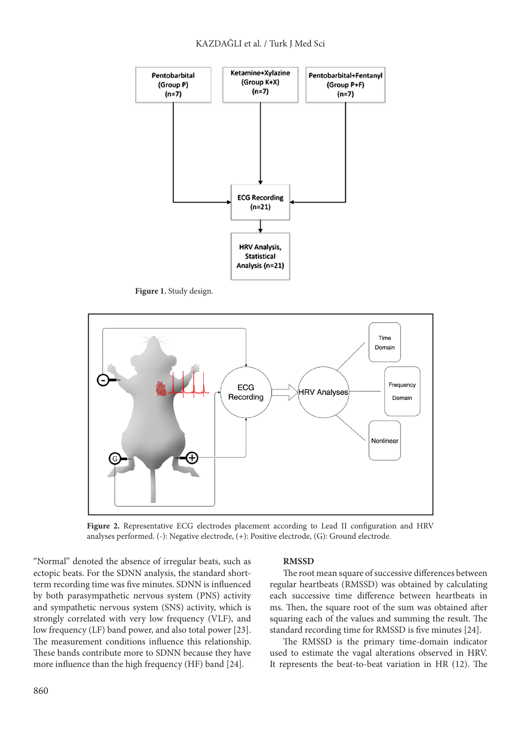Figure 1. Study design.

Figure 2. Representative ECG electrodes placement according to Lead II configuration and HRV analyses performed. (-): Negative electrode, (+): Positive electrode, (G): Ground electrode.

"Normal" denoted the absence of irregular beats, such as ectopic beats. For the SDNN analysis, the standard short-term recording time was five minutes. SDNN is influenced by both parasympathetic nervous system (PNS) activity and sympathetic nervous system (SNS) activity, which is strongly correlated with very low frequency (VLF), and low frequency (LF) band power, and also total power [23]. The measurement conditions influence this relationship. These bands contribute more to SDNN because they have more influence than the high frequency (HF) band [24].

**RMSSD**

The root mean square of successive differences between regular heartbeats (RMSSD) was obtained by calculating each successive time difference between heartbeats in ms. Then, the square root of the sum was obtained after squaring each of the values and summing the result. The standard recording time for RMSSD is five minutes [24].

The RMSSD is the primary time-domain indicator used to estimate the vagal alterations observed in HRV. It represents the beat-to-beat variation in HR (12). The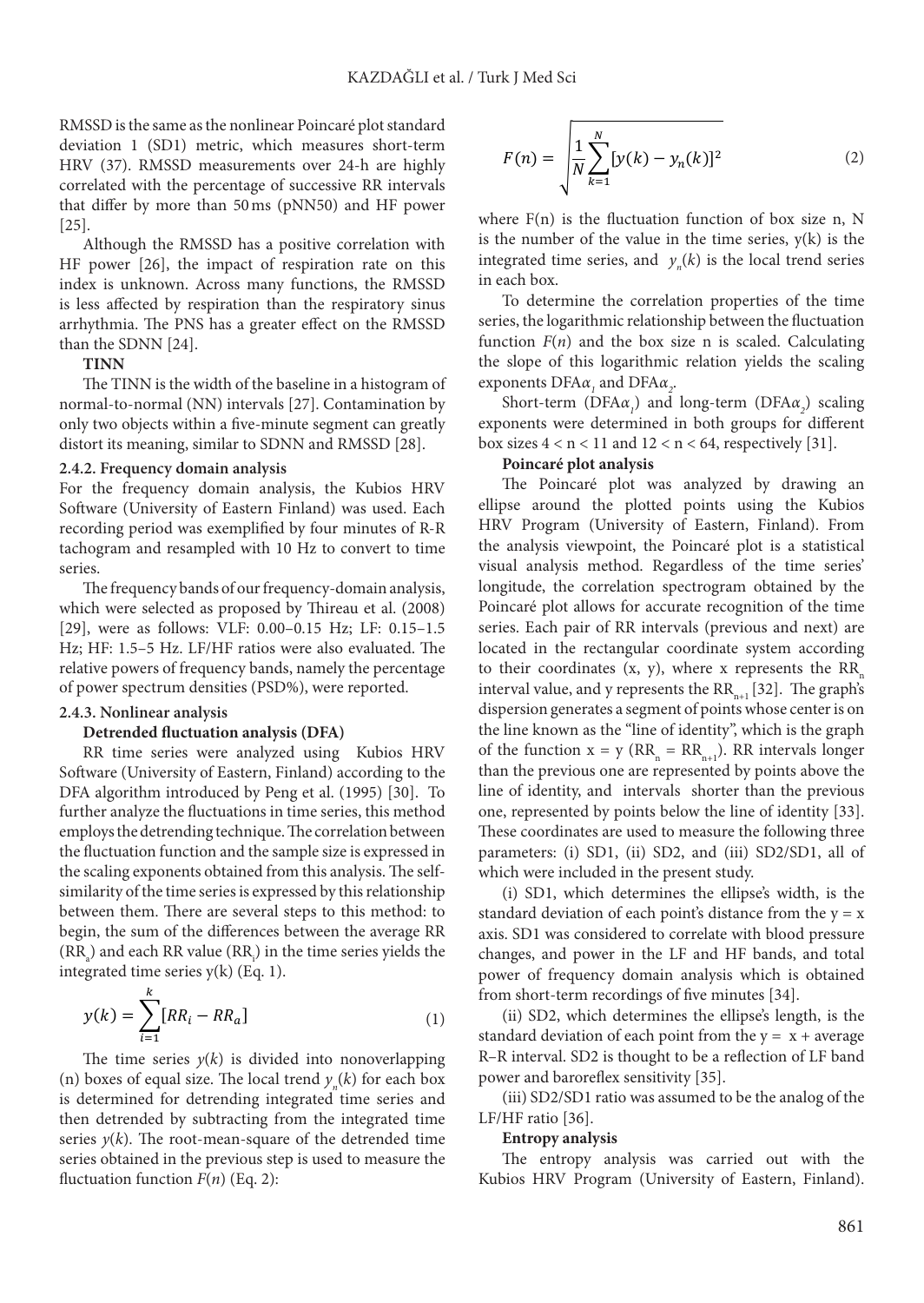RMSSD is the same as the nonlinear Poincaré plot standard deviation 1 (SD1) metric, which measures short-term HRV (37). RMSSD measurements over 24-h are highly correlated with the percentage of successive RR intervals that differ by more than 50 ms (pNN50) and HF power [25].

Although the RMSSD has a positive correlation with HF power [26], the impact of respiration rate on this index is unknown. Across many functions, the RMSSD is less affected by respiration than the respiratory sinus arrhythmia. The PNS has a greater effect on the RMSSD than the SDNN [24].

**TINN**

The TINN is the width of the baseline in a histogram of normal-to-normal (NN) intervals [27]. Contamination by only two objects within a five-minute segment can greatly distort its meaning, similar to SDNN and RMSSD [28].

### 2.4.2. Frequency domain analysis

For the frequency domain analysis, the Kubios HRV Software (University of Eastern Finland) was used. Each recording period was exemplified by four minutes of R-R tachogram and resampled with 10 Hz to convert to time series.

The frequency bands of our frequency-domain analysis, which were selected as proposed by Thireau et al. (2008) [29], were as follows: VLF: 0.00–0.15 Hz; LF: 0.15–1.5 Hz; HF: 1.5–5 Hz. LF/HF ratios were also evaluated. The relative powers of frequency bands, namely the percentage of power spectrum densities (PSD%), were reported.

### 2.4.3. Nonlinear analysis

**Detrended fluctuation analysis (DFA)**

RR time series were analyzed using Kubios HRV Software (University of Eastern Finland) according to the DFA algorithm introduced by Peng et al. (1995) [30]. To further analyze the fluctuations in time series, this method employs the detrending technique. The correlation between the fluctuation function and the sample size is expressed in the scaling exponents obtained from this analysis. The self-similarity of the time series is expressed by this relationship between them. There are several steps to this method: to begin, the sum of the differences between the average RR ($RR_a$) and each RR value ($RR_i$) in the time series yields the integrated time series y(k) (Eq. 1).

$$y(k) = \sum_{i=1}^{k} [RR_i - RR_a] \tag{1}$$

The time series $y(k)$ is divided into nonoverlapping (n) boxes of equal size. The local trend $y_n(k)$ for each box is determined for detrending integrated time series and then detrended by subtracting from the integrated time series $y(k)$. The root-mean-square of the detrended time series obtained in the previous step is used to measure the fluctuation function $F(n)$ (Eq. 2):

$$F(n) = \sqrt{\frac{1}{N}\sum_{k=1}^{N}[y(k) - y_n(k)]^2} \tag{2}$$

where F(n) is the fluctuation function of box size n, N is the number of the value in the time series, y(k) is the integrated time series, and $y_n(k)$ is the local trend series in each box.

To determine the correlation properties of the time series, the logarithmic relationship between the fluctuation function $F(n)$ and the box size n is scaled. Calculating the slope of this logarithmic relation yields the scaling exponents DFA$\alpha_1$ and DFA$\alpha_2$.

Short-term (DFA$\alpha_1$) and long-term (DFA$\alpha_2$) scaling exponents were determined in both groups for different box sizes $4 < n < 11$ and $12 < n < 64$, respectively [31].

**Poincaré plot analysis**

The Poincaré plot was analyzed by drawing an ellipse around the plotted points using the Kubios HRV Program (University of Eastern, Finland). From the analysis viewpoint, the Poincaré plot is a statistical visual analysis method. Regardless of the time series' longitude, the correlation spectrogram obtained by the Poincaré plot allows for accurate recognition of the time series. Each pair of RR intervals (previous and next) are located in the rectangular coordinate system according to their coordinates (x, y), where x represents the $RR_n$ interval value, and y represents the $RR_{n+1}$ [32]. The graph's dispersion generates a segment of points whose center is on the line known as the "line of identity", which is the graph of the function x = y ($RR_n = RR_{n+1}$). RR intervals longer than the previous one are represented by points above the line of identity, and intervals shorter than the previous one, represented by points below the line of identity [33]. These coordinates are used to measure the following three parameters: (i) SD1, (ii) SD2, and (iii) SD2/SD1, all of which were included in the present study.

(i) SD1, which determines the ellipse's width, is the standard deviation of each point's distance from the y = x axis. SD1 was considered to correlate with blood pressure changes, and power in the LF and HF bands, and total power of frequency domain analysis which is obtained from short-term recordings of five minutes [34].

(ii) SD2, which determines the ellipse's length, is the standard deviation of each point from the y = x + average R–R interval. SD2 is thought to be a reflection of LF band power and baroreflex sensitivity [35].

(iii) SD2/SD1 ratio was assumed to be the analog of the LF/HF ratio [36].

**Entropy analysis**

The entropy analysis was carried out with the Kubios HRV Program (University of Eastern, Finland).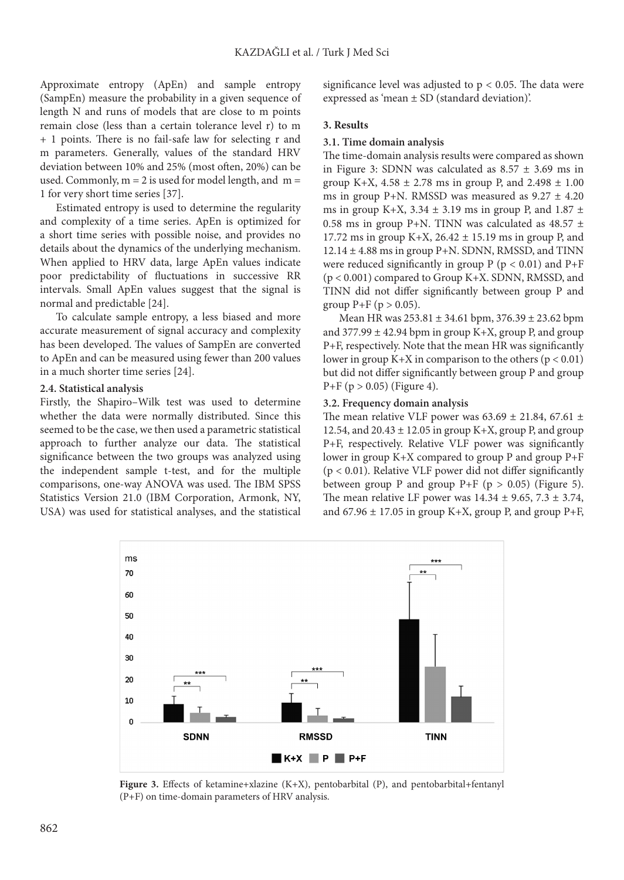Approximate entropy (ApEn) and sample entropy (SampEn) measure the probability in a given sequence of length N and runs of models that are close to m points remain close (less than a certain tolerance level r) to m + 1 points. There is no fail-safe law for selecting r and m parameters. Generally, values of the standard HRV deviation between 10% and 25% (most often, 20%) can be used. Commonly, m = 2 is used for model length, and m = 1 for very short time series [37].

Estimated entropy is used to determine the regularity and complexity of a time series. ApEn is optimized for a short time series with possible noise, and provides no details about the dynamics of the underlying mechanism. When applied to HRV data, large ApEn values indicate poor predictability of fluctuations in successive RR intervals. Small ApEn values suggest that the signal is normal and predictable [24].

To calculate sample entropy, a less biased and more accurate measurement of signal accuracy and complexity has been developed. The values of SampEn are converted to ApEn and can be measured using fewer than 200 values in a much shorter time series [24].

### 2.4. Statistical analysis

Firstly, the Shapiro–Wilk test was used to determine whether the data were normally distributed. Since this seemed to be the case, we then used a parametric statistical approach to further analyze our data. The statistical significance between the two groups was analyzed using the independent sample t-test, and for the multiple comparisons, one-way ANOVA was used. The IBM SPSS Statistics Version 21.0 (IBM Corporation, Armonk, NY, USA) was used for statistical analyses, and the statistical significance level was adjusted to $p < 0.05$. The data were expressed as 'mean ± SD (standard deviation)'.

## 3. Results

### 3.1. Time domain analysis

The time-domain analysis results were compared as shown in Figure 3: SDNN was calculated as 8.57 ± 3.69 ms in group K+X, 4.58 ± 2.78 ms in group P, and 2.498 ± 1.00 ms in group P+N. RMSSD was measured as 9.27 ± 4.20 ms in group K+X, 3.34 ± 3.19 ms in group P, and 1.87 ± 0.58 ms in group P+N. TINN was calculated as 48.57 ± 17.72 ms in group K+X, 26.42 ± 15.19 ms in group P, and 12.14 ± 4.88 ms in group P+N. SDNN, RMSSD, and TINN were reduced significantly in group P ($p < 0.01$) and P+F ($p < 0.001$) compared to Group K+X. SDNN, RMSSD, and TINN did not differ significantly between group P and group P+F ($p > 0.05$).

Mean HR was 253.81 ± 34.61 bpm, 376.39 ± 23.62 bpm and 377.99 ± 42.94 bpm in group K+X, group P, and group P+F, respectively. Note that the mean HR was significantly lower in group K+X in comparison to the others ($p < 0.01$) but did not differ significantly between group P and group P+F ($p > 0.05$) (Figure 4).

### 3.2. Frequency domain analysis

The mean relative VLF power was 63.69 ± 21.84, 67.61 ± 12.54, and 20.43 ± 12.05 in group K+X, group P, and group P+F, respectively. Relative VLF power was significantly lower in group K+X compared to group P and group P+F ($p < 0.01$). Relative VLF power did not differ significantly between group P and group P+F ($p > 0.05$) (Figure 5). The mean relative LF power was 14.34 ± 9.65, 7.3 ± 3.74, and 67.96 ± 17.05 in group K+X, group P, and group P+F,

**Figure 3.** Effects of ketamine+xlazine (K+X), pentobarbital (P), and pentobarbital+fentanyl (P+F) on time-domain parameters of HRV analysis.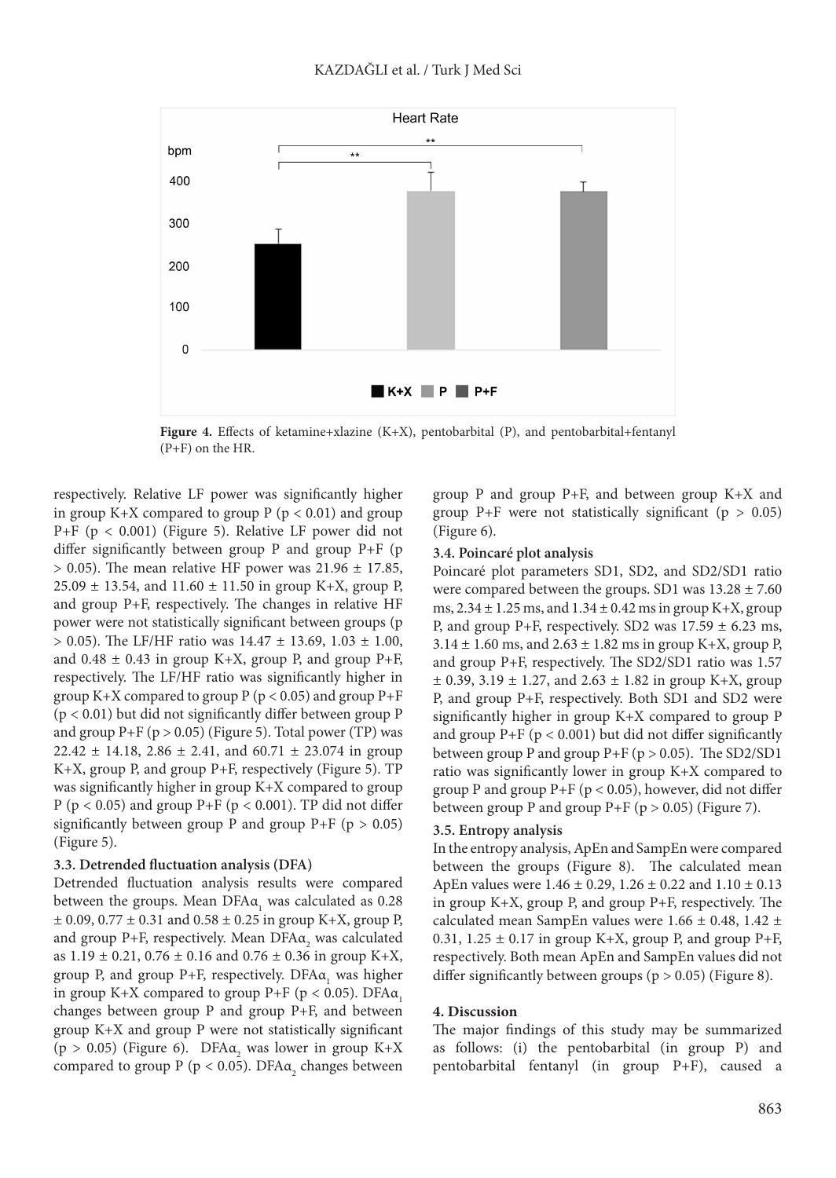Figure 4. Effects of ketamine+xlazine (K+X), pentobarbital (P), and pentobarbital+fentanyl (P+F) on the HR.

respectively. Relative LF power was significantly higher in group K+X compared to group P ($p < 0.01$) and group P+F ($p < 0.001$) (Figure 5). Relative LF power did not differ significantly between group P and group P+F ($p > 0.05$). The mean relative HF power was 21.96 ± 17.85, 25.09 ± 13.54, and 11.60 ± 11.50 in group K+X, group P, and group P+F, respectively. The changes in relative HF power were not statistically significant between groups ($p > 0.05$). The LF/HF ratio was 14.47 ± 13.69, 1.03 ± 1.00, and 0.48 ± 0.43 in group K+X, group P, and group P+F, respectively. The LF/HF ratio was significantly higher in group K+X compared to group P ($p < 0.05$) and group P+F ($p < 0.01$) but did not significantly differ between group P and group P+F ($p > 0.05$) (Figure 5). Total power (TP) was 22.42 ± 14.18, 2.86 ± 2.41, and 60.71 ± 23.074 in group K+X, group P, and group P+F, respectively (Figure 5). TP was significantly higher in group K+X compared to group P ($p < 0.05$) and group P+F ($p < 0.001$). TP did not differ significantly between group P and group P+F ($p > 0.05$) (Figure 5).

### 3.3. Detrended fluctuation analysis (DFA)

Detrended fluctuation analysis results were compared between the groups. Mean DFA$\alpha_1$ was calculated as 0.28 ± 0.09, 0.77 ± 0.31 and 0.58 ± 0.25 in group K+X, group P, and group P+F, respectively. Mean DFA$\alpha_2$ was calculated as 1.19 ± 0.21, 0.76 ± 0.16 and 0.76 ± 0.36 in group K+X, group P, and group P+F, respectively. DFA$\alpha_1$ was higher in group K+X compared to group P+F ($p < 0.05$). DFA$\alpha_1$ changes between group P and group P+F, and between group K+X and group P were not statistically significant ($p > 0.05$) (Figure 6). DFA$\alpha_2$ was lower in group K+X compared to group P ($p < 0.05$). DFA$\alpha_2$ changes between group P and group P+F, and between group K+X and group P+F were not statistically significant ($p > 0.05$) (Figure 6).

### 3.4. Poincaré plot analysis

Poincaré plot parameters SD1, SD2, and SD2/SD1 ratio were compared between the groups. SD1 was 13.28 ± 7.60 ms, 2.34 ± 1.25 ms, and 1.34 ± 0.42 ms in group K+X, group P, and group P+F, respectively. SD2 was 17.59 ± 6.23 ms, 3.14 ± 1.60 ms, and 2.63 ± 1.82 ms in group K+X, group P, and group P+F, respectively. The SD2/SD1 ratio was 1.57 ± 0.39, 3.19 ± 1.27, and 2.63 ± 1.82 in group K+X, group P, and group P+F, respectively. Both SD1 and SD2 were significantly higher in group K+X compared to group P and group P+F ($p < 0.001$) but did not differ significantly between group P and group P+F ($p > 0.05$). The SD2/SD1 ratio was significantly lower in group K+X compared to group P and group P+F ($p < 0.05$), however, did not differ between group P and group P+F ($p > 0.05$) (Figure 7).

### 3.5. Entropy analysis

In the entropy analysis, ApEn and SampEn were compared between the groups (Figure 8). The calculated mean ApEn values were 1.46 ± 0.29, 1.26 ± 0.22 and 1.10 ± 0.13 in group K+X, group P, and group P+F, respectively. The calculated mean SampEn values were 1.66 ± 0.48, 1.42 ± 0.31, 1.25 ± 0.17 in group K+X, group P, and group P+F, respectively. Both mean ApEn and SampEn values did not differ significantly between groups ($p > 0.05$) (Figure 8).

## 4. Discussion

The major findings of this study may be summarized as follows: (i) the pentobarbital (in group P) and pentobarbital fentanyl (in group P+F), caused a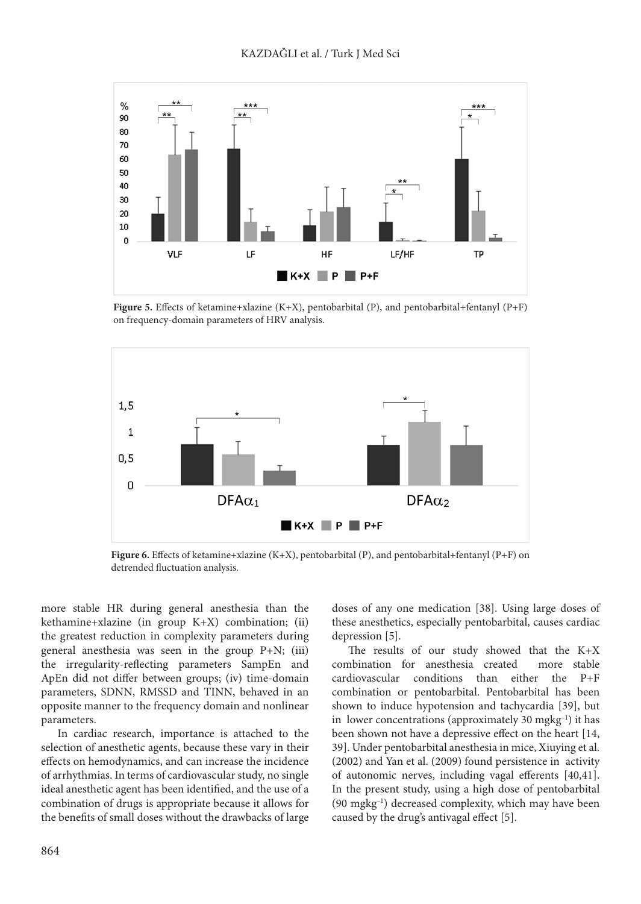**Figure 5.** Effects of ketamine+xlazine (K+X), pentobarbital (P), and pentobarbital+fentanyl (P+F) on frequency-domain parameters of HRV analysis.

**Figure 6.** Effects of ketamine+xlazine (K+X), pentobarbital (P), and pentobarbital+fentanyl (P+F) on detrended fluctuation analysis.

more stable HR during general anesthesia than the kethamine+xlazine (in group K+X) combination; (ii) the greatest reduction in complexity parameters during general anesthesia was seen in the group P+N; (iii) the irregularity-reflecting parameters SampEn and ApEn did not differ between groups; (iv) time-domain parameters, SDNN, RMSSD and TINN, behaved in an opposite manner to the frequency domain and nonlinear parameters.

In cardiac research, importance is attached to the selection of anesthetic agents, because these vary in their effects on hemodynamics, and can increase the incidence of arrhythmias. In terms of cardiovascular study, no single ideal anesthetic agent has been identified, and the use of a combination of drugs is appropriate because it allows for the benefits of small doses without the drawbacks of large doses of any one medication [38]. Using large doses of these anesthetics, especially pentobarbital, causes cardiac depression [5].

The results of our study showed that the K+X combination for anesthesia created more stable cardiovascular conditions than either the P+F combination or pentobarbital. Pentobarbital has been shown to induce hypotension and tachycardia [39], but in lower concentrations (approximately 30 mgkg$^{-1}$) it has been shown not have a depressive effect on the heart [14, 39]. Under pentobarbital anesthesia in mice, Xiuying et al. (2002) and Yan et al. (2009) found persistence in activity of autonomic nerves, including vagal efferents [40,41]. In the present study, using a high dose of pentobarbital (90 mgkg$^{-1}$) decreased complexity, which may have been caused by the drug's antivagal effect [5].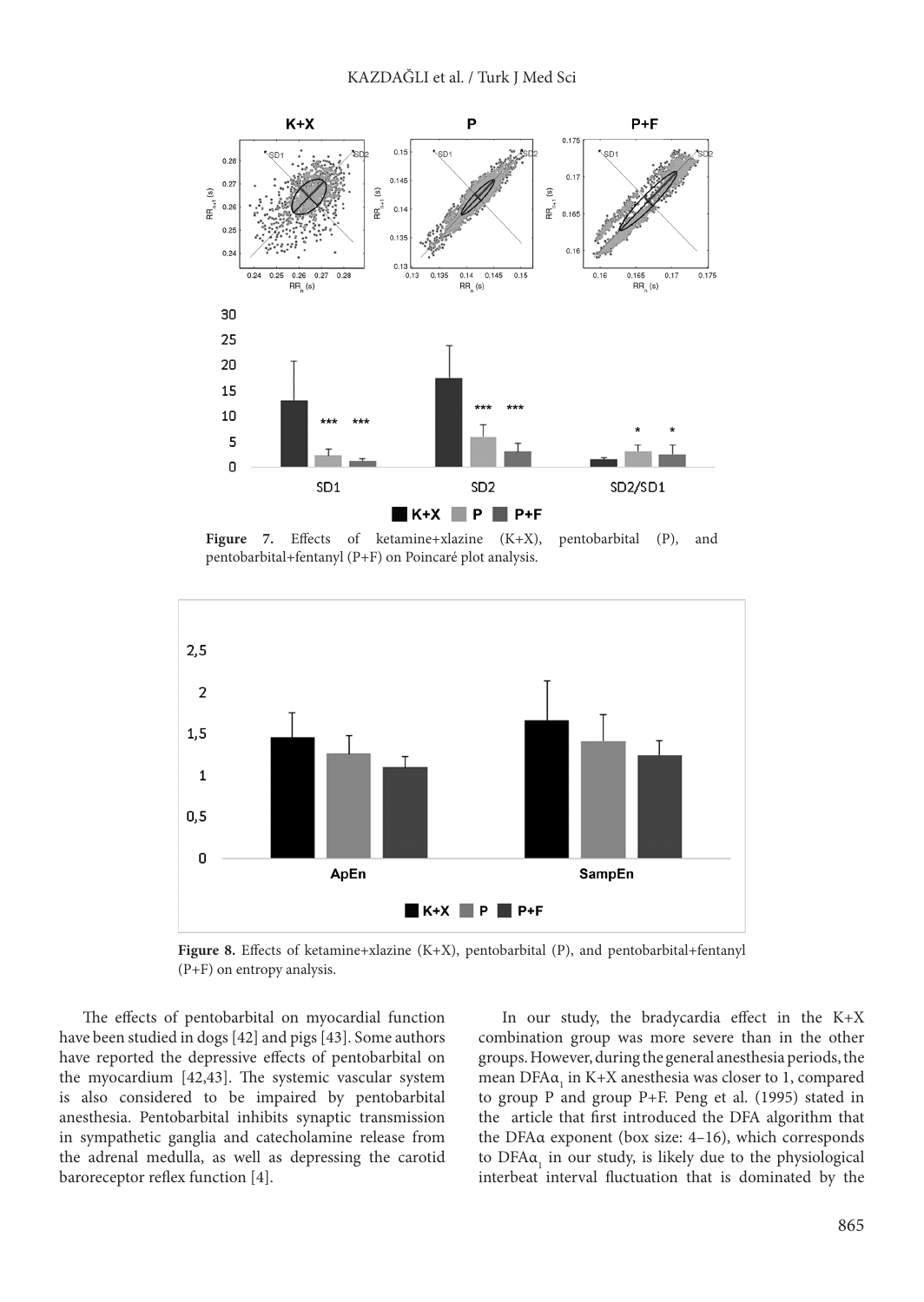**Figure 7.** Effects of ketamine+xlazine (K+X), pentobarbital (P), and pentobarbital+fentanyl (P+F) on Poincaré plot analysis.

**Figure 8.** Effects of ketamine+xlazine (K+X), pentobarbital (P), and pentobarbital+fentanyl (P+F) on entropy analysis.

The effects of pentobarbital on myocardial function have been studied in dogs [42] and pigs [43]. Some authors have reported the depressive effects of pentobarbital on the myocardium [42,43]. The systemic vascular system is also considered to be impaired by pentobarbital anesthesia. Pentobarbital inhibits synaptic transmission in sympathetic ganglia and catecholamine release from the adrenal medulla, as well as depressing the carotid baroreceptor reflex function [4].

In our study, the bradycardia effect in the K+X combination group was more severe than in the other groups. However, during the general anesthesia periods, the mean DFA$\alpha_1$ in K+X anesthesia was closer to 1, compared to group P and group P+F. Peng et al. (1995) stated in the article that first introduced the DFA algorithm that the DFA$\alpha$ exponent (box size: 4–16), which corresponds to DFA$\alpha_1$ in our study, is likely due to the physiological interbeat interval fluctuation that is dominated by the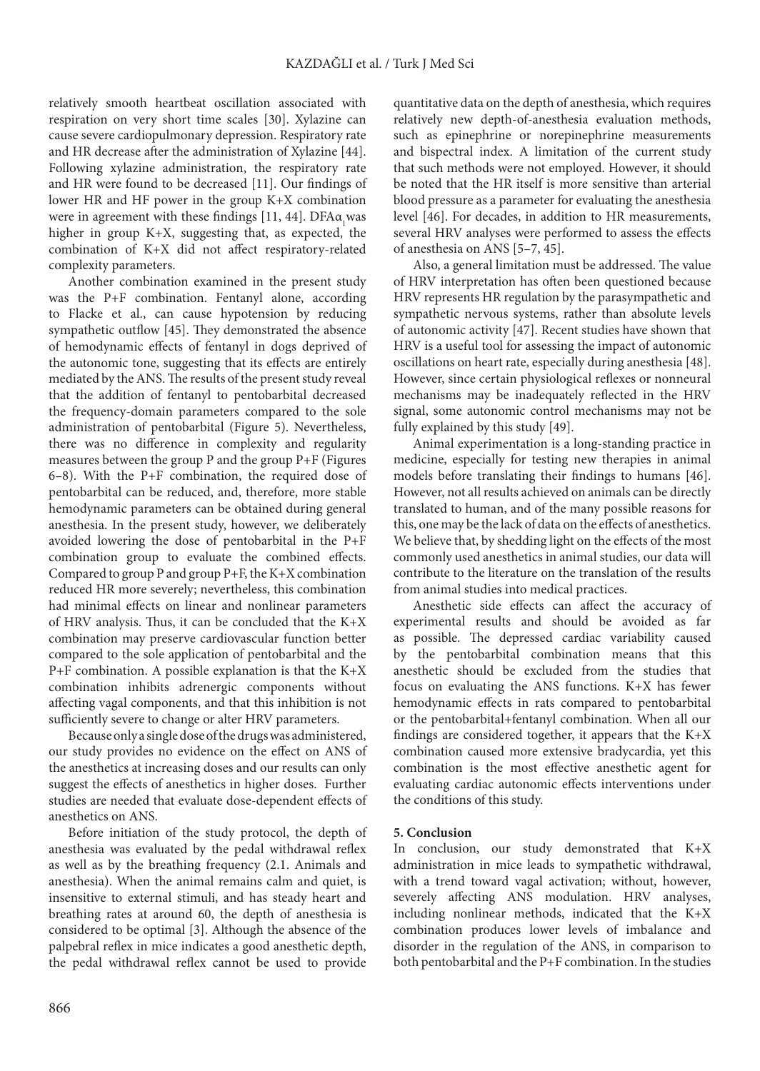relatively smooth heartbeat oscillation associated with respiration on very short time scales [30]. Xylazine can cause severe cardiopulmonary depression. Respiratory rate and HR decrease after the administration of Xylazine [44]. Following xylazine administration, the respiratory rate and HR were found to be decreased [11]. Our findings of lower HR and HF power in the group K+X combination were in agreement with these findings [11, 44]. DFA$\alpha_1$ was higher in group K+X, suggesting that, as expected, the combination of K+X did not affect respiratory-related complexity parameters.

Another combination examined in the present study was the P+F combination. Fentanyl alone, according to Flacke et al., can cause hypotension by reducing sympathetic outflow [45]. They demonstrated the absence of hemodynamic effects of fentanyl in dogs deprived of the autonomic tone, suggesting that its effects are entirely mediated by the ANS. The results of the present study reveal that the addition of fentanyl to pentobarbital decreased the frequency-domain parameters compared to the sole administration of pentobarbital (Figure 5). Nevertheless, there was no difference in complexity and regularity measures between the group P and the group P+F (Figures 6–8). With the P+F combination, the required dose of pentobarbital can be reduced, and, therefore, more stable hemodynamic parameters can be obtained during general anesthesia. In the present study, however, we deliberately avoided lowering the dose of pentobarbital in the P+F combination group to evaluate the combined effects. Compared to group P and group P+F, the K+X combination reduced HR more severely; nevertheless, this combination had minimal effects on linear and nonlinear parameters of HRV analysis. Thus, it can be concluded that the K+X combination may preserve cardiovascular function better compared to the sole application of pentobarbital and the P+F combination. A possible explanation is that the K+X combination inhibits adrenergic components without affecting vagal components, and that this inhibition is not sufficiently severe to change or alter HRV parameters.

Because only a single dose of the drugs was administered, our study provides no evidence on the effect on ANS of the anesthetics at increasing doses and our results can only suggest the effects of anesthetics in higher doses. Further studies are needed that evaluate dose-dependent effects of anesthetics on ANS.

Before initiation of the study protocol, the depth of anesthesia was evaluated by the pedal withdrawal reflex as well as by the breathing frequency (2.1. Animals and anesthesia). When the animal remains calm and quiet, is insensitive to external stimuli, and has steady heart and breathing rates at around 60, the depth of anesthesia is considered to be optimal [3]. Although the absence of the palpebral reflex in mice indicates a good anesthetic depth, the pedal withdrawal reflex cannot be used to provide quantitative data on the depth of anesthesia, which requires relatively new depth-of-anesthesia evaluation methods, such as epinephrine or norepinephrine measurements and bispectral index. A limitation of the current study that such methods were not employed. However, it should be noted that the HR itself is more sensitive than arterial blood pressure as a parameter for evaluating the anesthesia level [46]. For decades, in addition to HR measurements, several HRV analyses were performed to assess the effects of anesthesia on ANS [5–7, 45].

Also, a general limitation must be addressed. The value of HRV interpretation has often been questioned because HRV represents HR regulation by the parasympathetic and sympathetic nervous systems, rather than absolute levels of autonomic activity [47]. Recent studies have shown that HRV is a useful tool for assessing the impact of autonomic oscillations on heart rate, especially during anesthesia [48]. However, since certain physiological reflexes or nonneural mechanisms may be inadequately reflected in the HRV signal, some autonomic control mechanisms may not be fully explained by this study [49].

Animal experimentation is a long-standing practice in medicine, especially for testing new therapies in animal models before translating their findings to humans [46]. However, not all results achieved on animals can be directly translated to human, and of the many possible reasons for this, one may be the lack of data on the effects of anesthetics. We believe that, by shedding light on the effects of the most commonly used anesthetics in animal studies, our data will contribute to the literature on the translation of the results from animal studies into medical practices.

Anesthetic side effects can affect the accuracy of experimental results and should be avoided as far as possible. The depressed cardiac variability caused by the pentobarbital combination means that this anesthetic should be excluded from the studies that focus on evaluating the ANS functions. K+X has fewer hemodynamic effects in rats compared to pentobarbital or the pentobarbital+fentanyl combination. When all our findings are considered together, it appears that the K+X combination caused more extensive bradycardia, yet this combination is the most effective anesthetic agent for evaluating cardiac autonomic effects interventions under the conditions of this study.

## 5. Conclusion

In conclusion, our study demonstrated that K+X administration in mice leads to sympathetic withdrawal, with a trend toward vagal activation; without, however, severely affecting ANS modulation. HRV analyses, including nonlinear methods, indicated that the K+X combination produces lower levels of imbalance and disorder in the regulation of the ANS, in comparison to both pentobarbital and the P+F combination. In the studies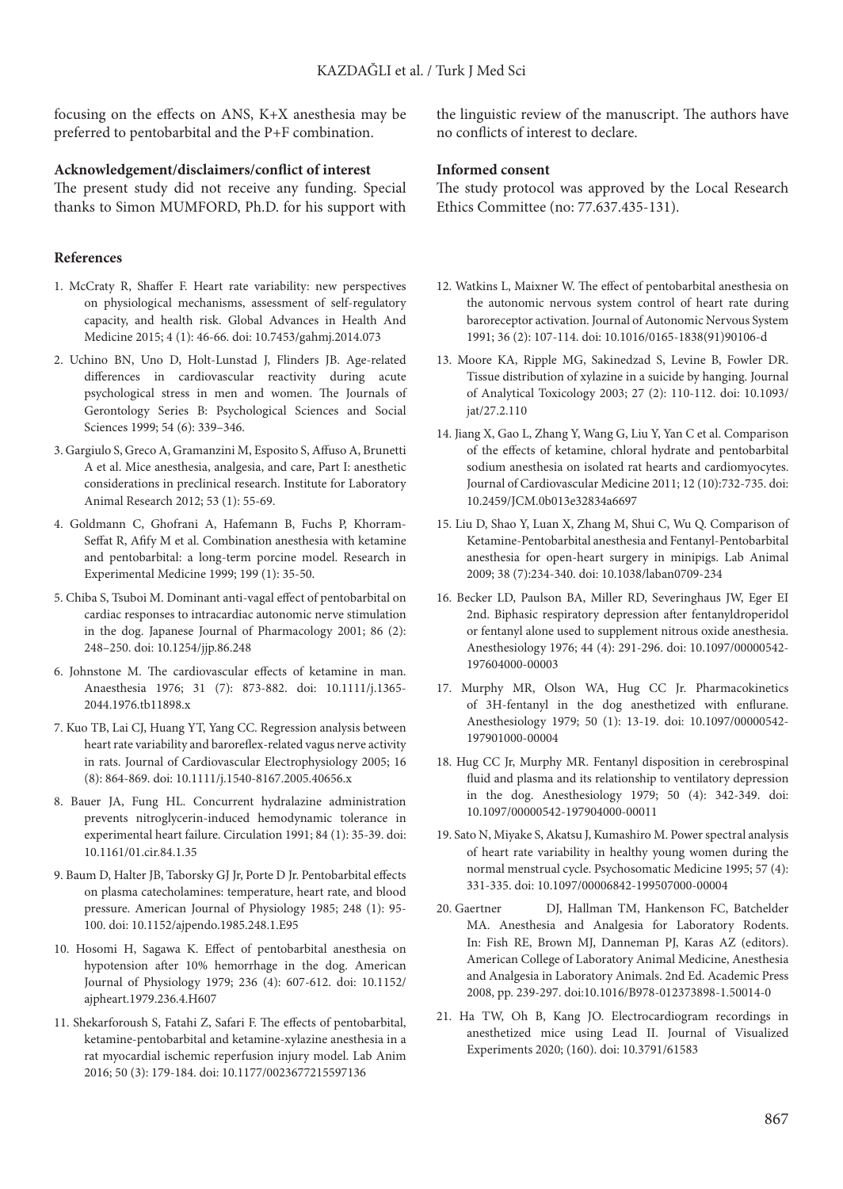focusing on the effects on ANS, K+X anesthesia may be preferred to pentobarbital and the P+F combination.

**Acknowledgement/disclaimers/conflict of interest**

The present study did not receive any funding. Special thanks to Simon MUMFORD, Ph.D. for his support with the linguistic review of the manuscript. The authors have no conflicts of interest to declare.

**Informed consent**

The study protocol was approved by the Local Research Ethics Committee (no: 77.637.435-131).

**References**

1. McCraty R, Shaffer F. Heart rate variability: new perspectives on physiological mechanisms, assessment of self-regulatory capacity, and health risk. Global Advances in Health And Medicine 2015; 4 (1): 46-66. doi: 10.7453/gahmj.2014.073
2. Uchino BN, Uno D, Holt-Lunstad J, Flinders JB. Age-related differences in cardiovascular reactivity during acute psychological stress in men and women. The Journals of Gerontology Series B: Psychological Sciences and Social Sciences 1999; 54 (6): 339–346.
3. Gargiulo S, Greco A, Gramanzini M, Esposito S, Affuso A, Brunetti A et al. Mice anesthesia, analgesia, and care, Part I: anesthetic considerations in preclinical research. Institute for Laboratory Animal Research 2012; 53 (1): 55-69.
4. Goldmann C, Ghofrani A, Hafemann B, Fuchs P, Khorram-Seffat R, Afify M et al. Combination anesthesia with ketamine and pentobarbital: a long-term porcine model. Research in Experimental Medicine 1999; 199 (1): 35-50.
5. Chiba S, Tsuboi M. Dominant anti-vagal effect of pentobarbital on cardiac responses to intracardiac autonomic nerve stimulation in the dog. Japanese Journal of Pharmacology 2001; 86 (2): 248–250. doi: 10.1254/jjp.86.248
6. Johnstone M. The cardiovascular effects of ketamine in man. Anaesthesia 1976; 31 (7): 873-882. doi: 10.1111/j.1365-2044.1976.tb11898.x
7. Kuo TB, Lai CJ, Huang YT, Yang CC. Regression analysis between heart rate variability and baroreflex-related vagus nerve activity in rats. Journal of Cardiovascular Electrophysiology 2005; 16 (8): 864-869. doi: 10.1111/j.1540-8167.2005.40656.x
8. Bauer JA, Fung HL. Concurrent hydralazine administration prevents nitroglycerin-induced hemodynamic tolerance in experimental heart failure. Circulation 1991; 84 (1): 35-39. doi: 10.1161/01.cir.84.1.35
9. Baum D, Halter JB, Taborsky GJ Jr, Porte D Jr. Pentobarbital effects on plasma catecholamines: temperature, heart rate, and blood pressure. American Journal of Physiology 1985; 248 (1): 95-100. doi: 10.1152/ajpendo.1985.248.1.E95
10. Hosomi H, Sagawa K. Effect of pentobarbital anesthesia on hypotension after 10% hemorrhage in the dog. American Journal of Physiology 1979; 236 (4): 607-612. doi: 10.1152/ajpheart.1979.236.4.H607
11. Shekarforoush S, Fatahi Z, Safari F. The effects of pentobarbital, ketamine-pentobarbital and ketamine-xylazine anesthesia in a rat myocardial ischemic reperfusion injury model. Lab Anim 2016; 50 (3): 179-184. doi: 10.1177/0023677215597136
12. Watkins L, Maixner W. The effect of pentobarbital anesthesia on the autonomic nervous system control of heart rate during baroreceptor activation. Journal of Autonomic Nervous System 1991; 36 (2): 107-114. doi: 10.1016/0165-1838(91)90106-d
13. Moore KA, Ripple MG, Sakinedzad S, Levine B, Fowler DR. Tissue distribution of xylazine in a suicide by hanging. Journal of Analytical Toxicology 2003; 27 (2): 110-112. doi: 10.1093/jat/27.2.110
14. Jiang X, Gao L, Zhang Y, Wang G, Liu Y, Yan C et al. Comparison of the effects of ketamine, chloral hydrate and pentobarbital sodium anesthesia on isolated rat hearts and cardiomyocytes. Journal of Cardiovascular Medicine 2011; 12 (10):732-735. doi: 10.2459/JCM.0b013e32834a6697
15. Liu D, Shao Y, Luan X, Zhang M, Shui C, Wu Q. Comparison of Ketamine-Pentobarbital anesthesia and Fentanyl-Pentobarbital anesthesia for open-heart surgery in minipigs. Lab Animal 2009; 38 (7):234-340. doi: 10.1038/laban0709-234
16. Becker LD, Paulson BA, Miller RD, Severinghaus JW, Eger EI 2nd. Biphasic respiratory depression after fentanyldroperidol or fentanyl alone used to supplement nitrous oxide anesthesia. Anesthesiology 1976; 44 (4): 291-296. doi: 10.1097/00000542-197604000-00003
17. Murphy MR, Olson WA, Hug CC Jr. Pharmacokinetics of 3H-fentanyl in the dog anesthetized with enflurane. Anesthesiology 1979; 50 (1): 13-19. doi: 10.1097/00000542-197901000-00004
18. Hug CC Jr, Murphy MR. Fentanyl disposition in cerebrospinal fluid and plasma and its relationship to ventilatory depression in the dog. Anesthesiology 1979; 50 (4): 342-349. doi: 10.1097/00000542-197904000-00011
19. Sato N, Miyake S, Akatsu J, Kumashiro M. Power spectral analysis of heart rate variability in healthy young women during the normal menstrual cycle. Psychosomatic Medicine 1995; 57 (4): 331-335. doi: 10.1097/00006842-199507000-00004
20. Gaertner DJ, Hallman TM, Hankenson FC, Batchelder MA. Anesthesia and Analgesia for Laboratory Rodents. In: Fish RE, Brown MJ, Danneman PJ, Karas AZ (editors). American College of Laboratory Animal Medicine, Anesthesia and Analgesia in Laboratory Animals. 2nd Ed. Academic Press 2008, pp. 239-297. doi:10.1016/B978-012373898-1.50014-0
21. Ha TW, Oh B, Kang JO. Electrocardiogram recordings in anesthetized mice using Lead II. Journal of Visualized Experiments 2020; (160). doi: 10.3791/61583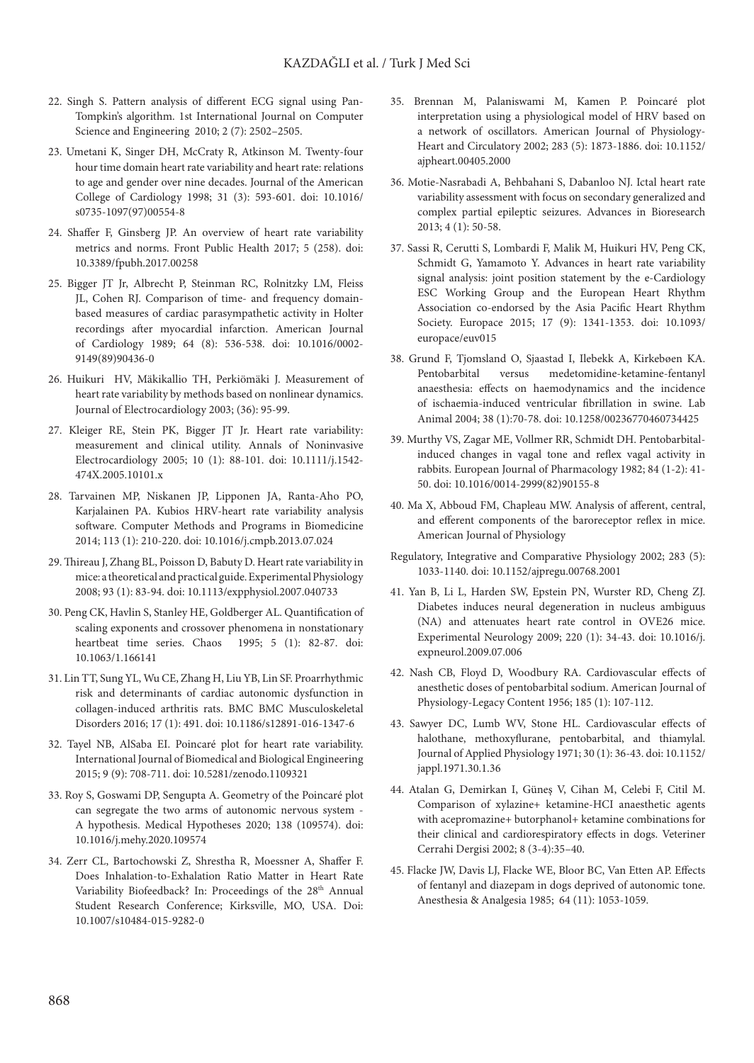22. Singh S. Pattern analysis of different ECG signal using Pan-Tompkin's algorithm. 1st International Journal on Computer Science and Engineering 2010; 2 (7): 2502–2505.

23. Umetani K, Singer DH, McCraty R, Atkinson M. Twenty-four hour time domain heart rate variability and heart rate: relations to age and gender over nine decades. Journal of the American College of Cardiology 1998; 31 (3): 593-601. doi: 10.1016/s0735-1097(97)00554-8

24. Shaffer F, Ginsberg JP. An overview of heart rate variability metrics and norms. Front Public Health 2017; 5 (258). doi: 10.3389/fpubh.2017.00258

25. Bigger JT Jr, Albrecht P, Steinman RC, Rolnitzky LM, Fleiss JL, Cohen RJ. Comparison of time- and frequency domain-based measures of cardiac parasympathetic activity in Holter recordings after myocardial infarction. American Journal of Cardiology 1989; 64 (8): 536-538. doi: 10.1016/0002-9149(89)90436-0

26. Huikuri HV, Mäkikallio TH, Perkiömäki J. Measurement of heart rate variability by methods based on nonlinear dynamics. Journal of Electrocardiology 2003; (36): 95-99.

27. Kleiger RE, Stein PK, Bigger JT Jr. Heart rate variability: measurement and clinical utility. Annals of Noninvasive Electrocardiology 2005; 10 (1): 88-101. doi: 10.1111/j.1542-474X.2005.10101.x

28. Tarvainen MP, Niskanen JP, Lipponen JA, Ranta-Aho PO, Karjalainen PA. Kubios HRV-heart rate variability analysis software. Computer Methods and Programs in Biomedicine 2014; 113 (1): 210-220. doi: 10.1016/j.cmpb.2013.07.024

29. Thireau J, Zhang BL, Poisson D, Babuty D. Heart rate variability in mice: a theoretical and practical guide. Experimental Physiology 2008; 93 (1): 83-94. doi: 10.1113/expphysiol.2007.040733

30. Peng CK, Havlin S, Stanley HE, Goldberger AL. Quantification of scaling exponents and crossover phenomena in nonstationary heartbeat time series. Chaos 1995; 5 (1): 82-87. doi: 10.1063/1.166141

31. Lin TT, Sung YL, Wu CE, Zhang H, Liu YB, Lin SF. Proarrhythmic risk and determinants of cardiac autonomic dysfunction in collagen-induced arthritis rats. BMC BMC Musculoskeletal Disorders 2016; 17 (1): 491. doi: 10.1186/s12891-016-1347-6

32. Tayel NB, AlSaba EI. Poincaré plot for heart rate variability. International Journal of Biomedical and Biological Engineering 2015; 9 (9): 708-711. doi: 10.5281/zenodo.1109321

33. Roy S, Goswami DP, Sengupta A. Geometry of the Poincaré plot can segregate the two arms of autonomic nervous system - A hypothesis. Medical Hypotheses 2020; 138 (109574). doi: 10.1016/j.mehy.2020.109574

34. Zerr CL, Bartochowski Z, Shrestha R, Moessner A, Shaffer F. Does Inhalation-to-Exhalation Ratio Matter in Heart Rate Variability Biofeedback? In: Proceedings of the 28th Annual Student Research Conference; Kirksville, MO, USA. Doi: 10.1007/s10484-015-9282-0

35. Brennan M, Palaniswami M, Kamen P. Poincaré plot interpretation using a physiological model of HRV based on a network of oscillators. American Journal of Physiology-Heart and Circulatory 2002; 283 (5): 1873-1886. doi: 10.1152/ajpheart.00405.2000

36. Motie-Nasrabadi A, Behbahani S, Dabanloo NJ. Ictal heart rate variability assessment with focus on secondary generalized and complex partial epileptic seizures. Advances in Bioresearch 2013; 4 (1): 50-58.

37. Sassi R, Cerutti S, Lombardi F, Malik M, Huikuri HV, Peng CK, Schmidt G, Yamamoto Y. Advances in heart rate variability signal analysis: joint position statement by the e-Cardiology ESC Working Group and the European Heart Rhythm Association co-endorsed by the Asia Pacific Heart Rhythm Society. Europace 2015; 17 (9): 1341-1353. doi: 10.1093/europace/euv015

38. Grund F, Tjomsland O, Sjaastad I, Ilebekk A, Kirkebøen KA. Pentobarbital versus medetomidine-ketamine-fentanyl anaesthesia: effects on haemodynamics and the incidence of ischaemia-induced ventricular fibrillation in swine. Lab Animal 2004; 38 (1):70-78. doi: 10.1258/00236770460734425

39. Murthy VS, Zagar ME, Vollmer RR, Schmidt DH. Pentobarbital-induced changes in vagal tone and reflex vagal activity in rabbits. European Journal of Pharmacology 1982; 84 (1-2): 41-50. doi: 10.1016/0014-2999(82)90155-8

40. Ma X, Abboud FM, Chapleau MW. Analysis of afferent, central, and efferent components of the baroreceptor reflex in mice. American Journal of Physiology Regulatory, Integrative and Comparative Physiology 2002; 283 (5): 1033-1140. doi: 10.1152/ajpregu.00768.2001

41. Yan B, Li L, Harden SW, Epstein PN, Wurster RD, Cheng ZJ. Diabetes induces neural degeneration in nucleus ambiguus (NA) and attenuates heart rate control in OVE26 mice. Experimental Neurology 2009; 220 (1): 34-43. doi: 10.1016/j.expneurol.2009.07.006

42. Nash CB, Floyd D, Woodbury RA. Cardiovascular effects of anesthetic doses of pentobarbital sodium. American Journal of Physiology-Legacy Content 1956; 185 (1): 107-112.

43. Sawyer DC, Lumb WV, Stone HL. Cardiovascular effects of halothane, methoxyflurane, pentobarbital, and thiamylal. Journal of Applied Physiology 1971; 30 (1): 36-43. doi: 10.1152/jappl.1971.30.1.36

44. Atalan G, Demirkan I, Güneş V, Cihan M, Celebi F, Citil M. Comparison of xylazine+ ketamine-HCl anaesthetic agents with acepromazine+ butorphanol+ ketamine combinations for their clinical and cardiorespiratory effects in dogs. Veteriner Cerrahi Dergisi 2002; 8 (3-4):35–40.

45. Flacke JW, Davis LJ, Flacke WE, Bloor BC, Van Etten AP. Effects of fentanyl and diazepam in dogs deprived of autonomic tone. Anesthesia & Analgesia 1985; 64 (11): 1053-1059.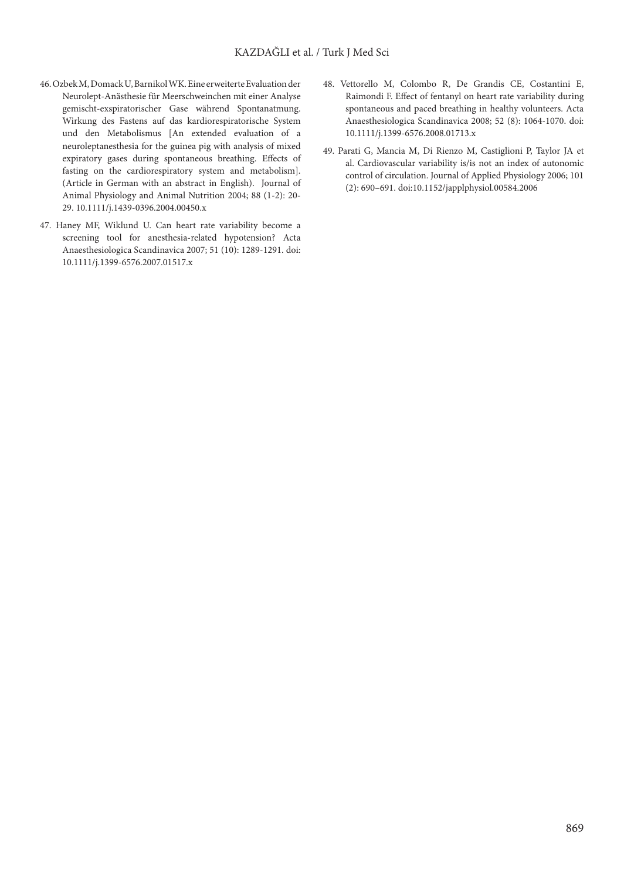46. Ozbek M, Domack U, Barnikol WK. Eine erweiterte Evaluation der Neurolept-Anästhesie für Meerschweinchen mit einer Analyse gemischt-exspiratorischer Gase während Spontanatmung. Wirkung des Fastens auf das kardiorespiratorische System und den Metabolismus [An extended evaluation of a neuroleptanesthesia for the guinea pig with analysis of mixed expiratory gases during spontaneous breathing. Effects of fasting on the cardiorespiratory system and metabolism]. (Article in German with an abstract in English). Journal of Animal Physiology and Animal Nutrition 2004; 88 (1-2): 20-29. 10.1111/j.1439-0396.2004.00450.x

47. Haney MF, Wiklund U. Can heart rate variability become a screening tool for anesthesia-related hypotension? Acta Anaesthesiologica Scandinavica 2007; 51 (10): 1289-1291. doi: 10.1111/j.1399-6576.2007.01517.x

48. Vettorello M, Colombo R, De Grandis CE, Costantini E, Raimondi F. Effect of fentanyl on heart rate variability during spontaneous and paced breathing in healthy volunteers. Acta Anaesthesiologica Scandinavica 2008; 52 (8): 1064-1070. doi: 10.1111/j.1399-6576.2008.01713.x

49. Parati G, Mancia M, Di Rienzo M, Castiglioni P, Taylor JA et al. Cardiovascular variability is/is not an index of autonomic control of circulation. Journal of Applied Physiology 2006; 101 (2): 690–691. doi:10.1152/japplphysiol.00584.2006